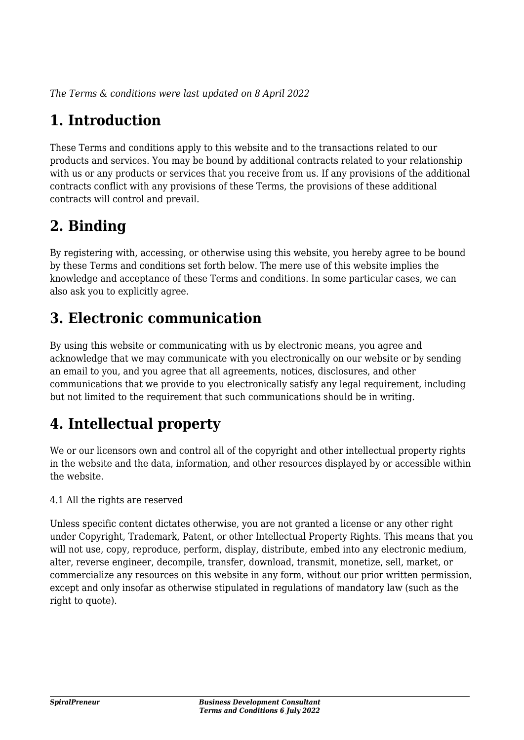*The Terms & conditions were last updated on 8 April 2022*

# 1. Introduction

These Terms and conditions apply to this website and to the transactions related to our products and services. You may be bound by additional contracts related to your relationship with us or any products or services that you receive from us. If any provisions of the additional contracts conflict with any provisions of these Terms, the provisions of these additional contracts will control and prevail.

# 2. Binding

By registering with, accessing, or otherwise using this website, you hereby agree to be bound by these Terms and conditions set forth below. The mere use of this website implies the knowledge and acceptance of these Terms and conditions. In some particular cases, we can also ask you to explicitly agree.

# 3. Electronic communication

By using this website or communicating with us by electronic means, you agree and acknowledge that we may communicate with you electronically on our website or by sending an email to you, and you agree that all agreements, notices, disclosures, and other communications that we provide to you electronically satisfy any legal requirement, including but not limited to the requirement that such communications should be in writing.

# 4. Intellectual property

We or our licensors own and control all of the copyright and other intellectual property rights in the website and the data, information, and other resources displayed by or accessible within the website.

4.1 All the rights are reserved

Unless specific content dictates otherwise, you are not granted a license or any other right under Copyright, Trademark, Patent, or other Intellectual Property Rights. This means that you will not use, copy, reproduce, perform, display, distribute, embed into any electronic medium, alter, reverse engineer, decompile, transfer, download, transmit, monetize, sell, market, or commercialize any resources on this website in any form, without our prior written permission, except and only insofar as otherwise stipulated in regulations of mandatory law (such as the right to quote).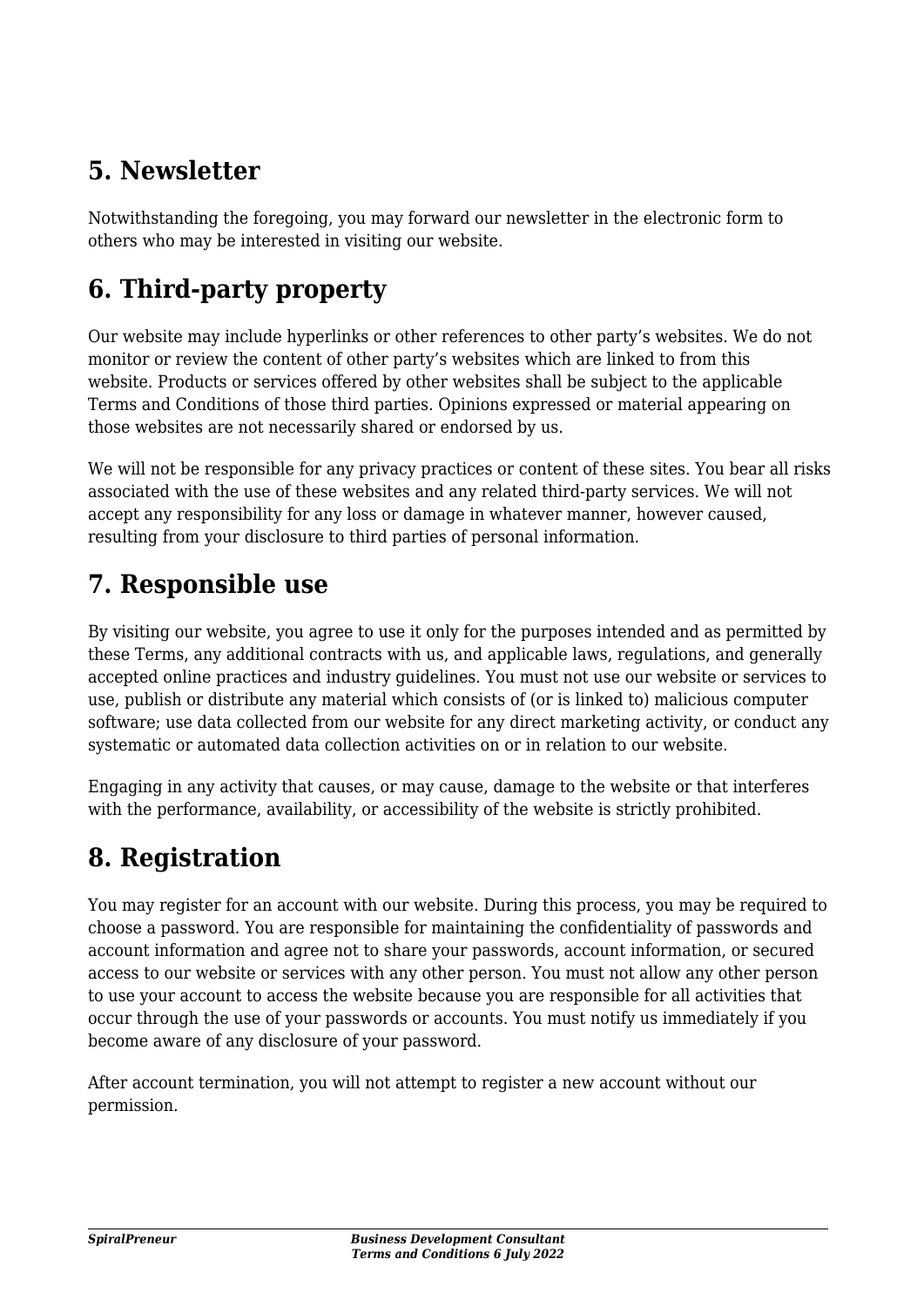## 5. Newsletter

Notwithstanding the foregoing, you may forward our newsletter in the electronic form to others who may be interested in visiting our website.

## 6. Third-party property

Our website may include hyperlinks or other references to other party's websites. We do not monitor or review the content of other party's websites which are linked to from this website. Products or services offered by other websites shall be subject to the applicable Terms and Conditions of those third parties. Opinions expressed or material appearing on those websites are not necessarily shared or endorsed by us.

We will not be responsible for any privacy practices or content of these sites. You bear all risks associated with the use of these websites and any related third-party services. We will not accept any responsibility for any loss or damage in whatever manner, however caused, resulting from your disclosure to third parties of personal information.

## 7. Responsible use

By visiting our website, you agree to use it only for the purposes intended and as permitted by these Terms, any additional contracts with us, and applicable laws, regulations, and generally accepted online practices and industry guidelines. You must not use our website or services to use, publish or distribute any material which consists of (or is linked to) malicious computer software; use data collected from our website for any direct marketing activity, or conduct any systematic or automated data collection activities on or in relation to our website.

Engaging in any activity that causes, or may cause, damage to the website or that interferes with the performance, availability, or accessibility of the website is strictly prohibited.

## 8. Registration

You may register for an account with our website. During this process, you may be required to choose a password. You are responsible for maintaining the confidentiality of passwords and account information and agree not to share your passwords, account information, or secured access to our website or services with any other person. You must not allow any other person to use your account to access the website because you are responsible for all activities that occur through the use of your passwords or accounts. You must notify us immediately if you become aware of any disclosure of your password.

After account termination, you will not attempt to register a new account without our permission.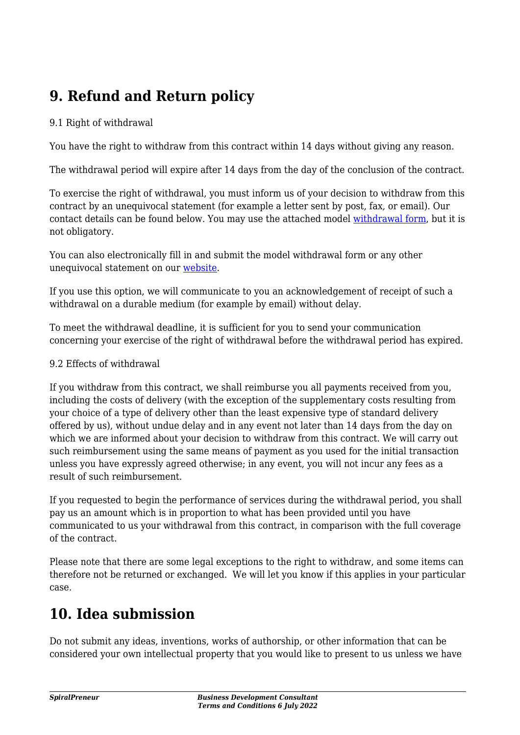## 9. Refund and Return policy

9.1 Right of withdrawal

You have the right to withdraw from this contract within 14 days without giving any reason.

The withdrawal period will expire after 14 days from the day of the conclusion of the contract.

To exercise the right of withdrawal, you must inform us of your decision to withdraw from this contract by an unequivocal statement (for example a letter sent by post, fax, or email). Our contact details can be found below. You may use the attached model withdrawal form, but it is not obligatory.

You can also electronically fill in and submit the model withdrawal form or any other unequivocal statement on our website.

If you use this option, we will communicate to you an acknowledgement of receipt of such a withdrawal on a durable medium (for example by email) without delay.

To meet the withdrawal deadline, it is sufficient for you to send your communication concerning your exercise of the right of withdrawal before the withdrawal period has expired.

9.2 Effects of withdrawal

If you withdraw from this contract, we shall reimburse you all payments received from you, including the costs of delivery (with the exception of the supplementary costs resulting from your choice of a type of delivery other than the least expensive type of standard delivery offered by us), without undue delay and in any event not later than 14 days from the day on which we are informed about your decision to withdraw from this contract. We will carry out such reimbursement using the same means of payment as you used for the initial transaction unless you have expressly agreed otherwise; in any event, you will not incur any fees as a result of such reimbursement.

If you requested to begin the performance of services during the withdrawal period, you shall pay us an amount which is in proportion to what has been provided until you have communicated to us your withdrawal from this contract, in comparison with the full coverage of the contract.

Please note that there are some legal exceptions to the right to withdraw, and some items can therefore not be returned or exchanged. We will let you know if this applies in your particular case.

## 10. Idea submission

Do not submit any ideas, inventions, works of authorship, or other information that can be considered your own intellectual property that you would like to present to us unless we have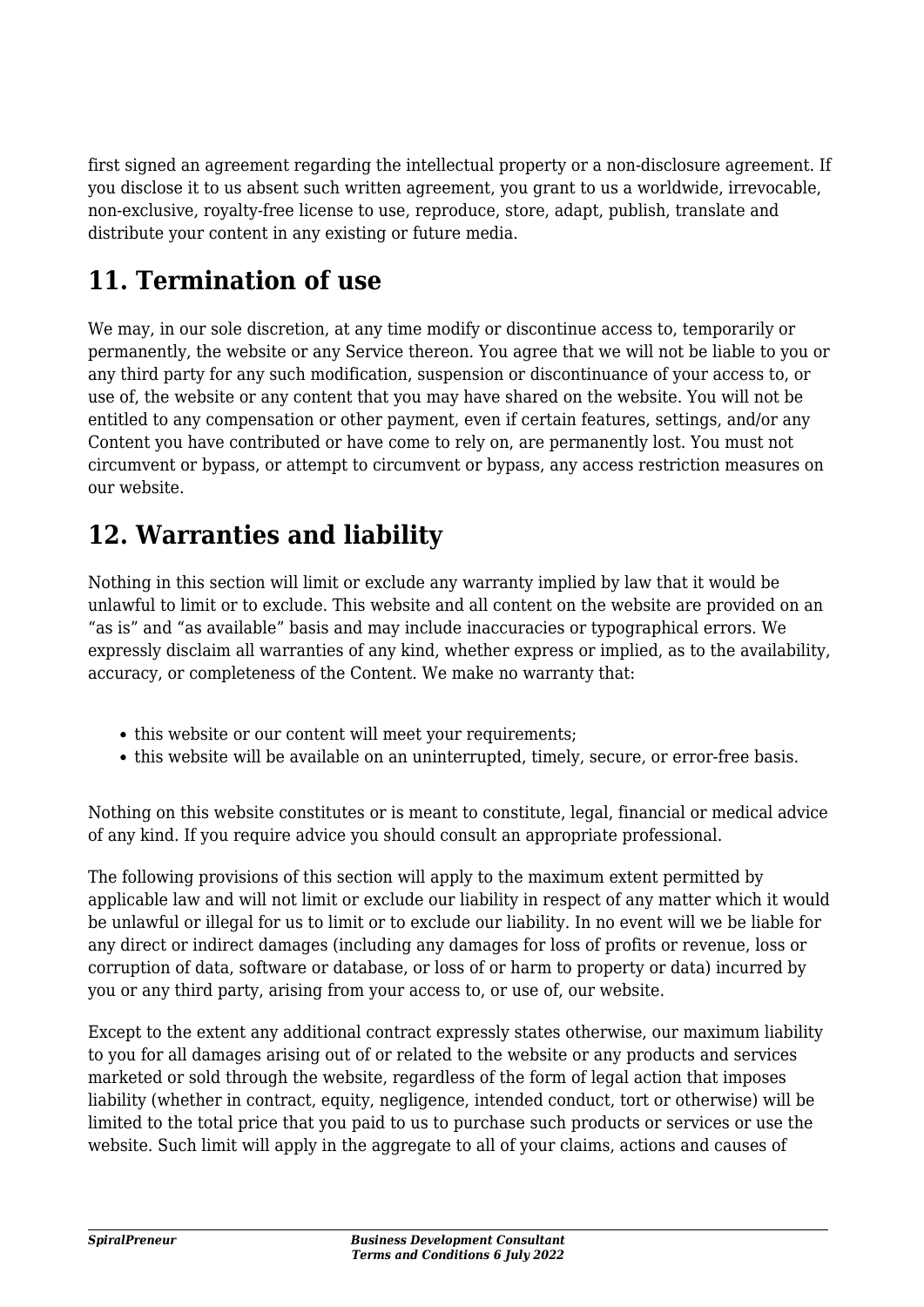first signed an agreement regarding the intellectual property or a non-disclosure agreement. If you disclose it to us absent such written agreement, you grant to us a worldwide, irrevocable, non-exclusive, royalty-free license to use, reproduce, store, adapt, publish, translate and distribute your content in any existing or future media.

## 11. Termination of use

We may, in our sole discretion, at any time modify or discontinue access to, temporarily or permanently, the website or any Service thereon. You agree that we will not be liable to you or any third party for any such modification, suspension or discontinuance of your access to, or use of, the website or any content that you may have shared on the website. You will not be entitled to any compensation or other payment, even if certain features, settings, and/or any Content you have contributed or have come to rely on, are permanently lost. You must not circumvent or bypass, or attempt to circumvent or bypass, any access restriction measures on our website.

## 12. Warranties and liability

Nothing in this section will limit or exclude any warranty implied by law that it would be unlawful to limit or to exclude. This website and all content on the website are provided on an "as is" and "as available" basis and may include inaccuracies or typographical errors. We expressly disclaim all warranties of any kind, whether express or implied, as to the availability, accuracy, or completeness of the Content. We make no warranty that:

- this website or our content will meet your requirements;
- this website will be available on an uninterrupted, timely, secure, or error-free basis.

Nothing on this website constitutes or is meant to constitute, legal, financial or medical advice of any kind. If you require advice you should consult an appropriate professional.

The following provisions of this section will apply to the maximum extent permitted by applicable law and will not limit or exclude our liability in respect of any matter which it would be unlawful or illegal for us to limit or to exclude our liability. In no event will we be liable for any direct or indirect damages (including any damages for loss of profits or revenue, loss or corruption of data, software or database, or loss of or harm to property or data) incurred by you or any third party, arising from your access to, or use of, our website.

Except to the extent any additional contract expressly states otherwise, our maximum liability to you for all damages arising out of or related to the website or any products and services marketed or sold through the website, regardless of the form of legal action that imposes liability (whether in contract, equity, negligence, intended conduct, tort or otherwise) will be limited to the total price that you paid to us to purchase such products or services or use the website. Such limit will apply in the aggregate to all of your claims, actions and causes of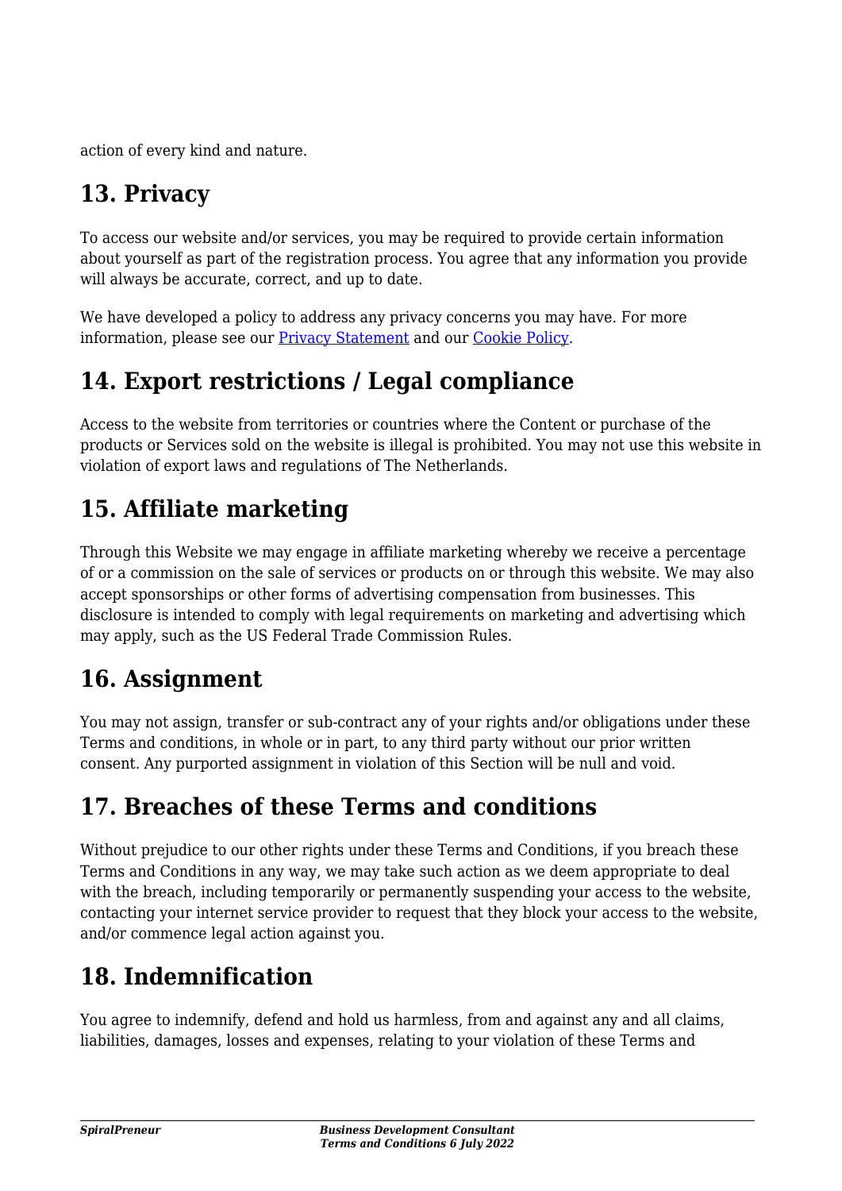action of every kind and nature.

## 13. Privacy

To access our website and/or services, you may be required to provide certain information about yourself as part of the registration process. You agree that any information you provide will always be accurate, correct, and up to date.

We have developed a policy to address any privacy concerns you may have. For more information, please see our [Privacy Statement]() and our [Cookie Policy]().

## 14. Export restrictions / Legal compliance

Access to the website from territories or countries where the Content or purchase of the products or Services sold on the website is illegal is prohibited. You may not use this website in violation of export laws and regulations of The Netherlands.

## 15. Affiliate marketing

Through this Website we may engage in affiliate marketing whereby we receive a percentage of or a commission on the sale of services or products on or through this website. We may also accept sponsorships or other forms of advertising compensation from businesses. This disclosure is intended to comply with legal requirements on marketing and advertising which may apply, such as the US Federal Trade Commission Rules.

## 16. Assignment

You may not assign, transfer or sub-contract any of your rights and/or obligations under these Terms and conditions, in whole or in part, to any third party without our prior written consent. Any purported assignment in violation of this Section will be null and void.

## 17. Breaches of these Terms and conditions

Without prejudice to our other rights under these Terms and Conditions, if you breach these Terms and Conditions in any way, we may take such action as we deem appropriate to deal with the breach, including temporarily or permanently suspending your access to the website, contacting your internet service provider to request that they block your access to the website, and/or commence legal action against you.

## 18. Indemnification

You agree to indemnify, defend and hold us harmless, from and against any and all claims, liabilities, damages, losses and expenses, relating to your violation of these Terms and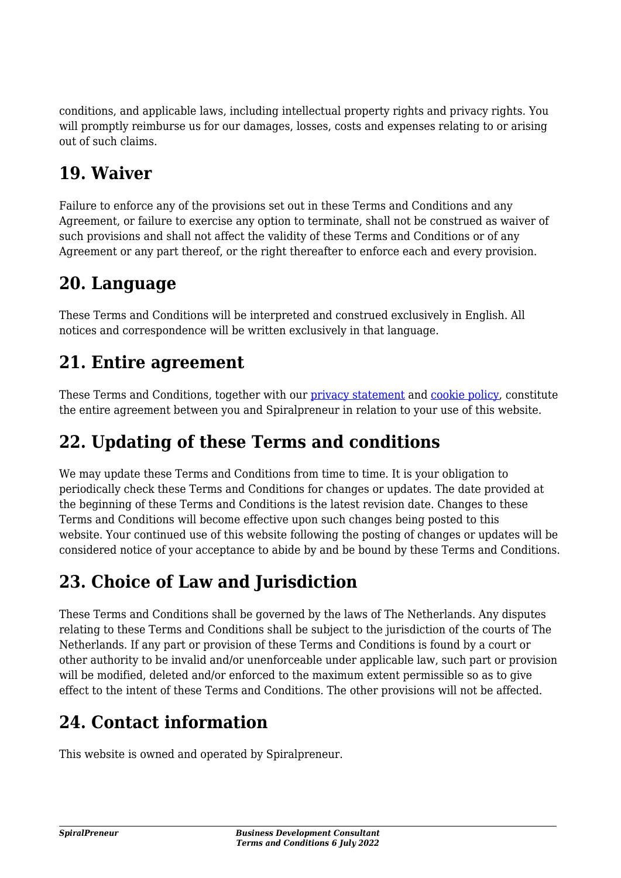conditions, and applicable laws, including intellectual property rights and privacy rights. You will promptly reimburse us for our damages, losses, costs and expenses relating to or arising out of such claims.

## 19. Waiver

Failure to enforce any of the provisions set out in these Terms and Conditions and any Agreement, or failure to exercise any option to terminate, shall not be construed as waiver of such provisions and shall not affect the validity of these Terms and Conditions or of any Agreement or any part thereof, or the right thereafter to enforce each and every provision.

## 20. Language

These Terms and Conditions will be interpreted and construed exclusively in English. All notices and correspondence will be written exclusively in that language.

## 21. Entire agreement

These Terms and Conditions, together with our privacy statement and cookie policy, constitute the entire agreement between you and Spiralpreneur in relation to your use of this website.

## 22. Updating of these Terms and conditions

We may update these Terms and Conditions from time to time. It is your obligation to periodically check these Terms and Conditions for changes or updates. The date provided at the beginning of these Terms and Conditions is the latest revision date. Changes to these Terms and Conditions will become effective upon such changes being posted to this website. Your continued use of this website following the posting of changes or updates will be considered notice of your acceptance to abide by and be bound by these Terms and Conditions.

## 23. Choice of Law and Jurisdiction

These Terms and Conditions shall be governed by the laws of The Netherlands. Any disputes relating to these Terms and Conditions shall be subject to the jurisdiction of the courts of The Netherlands. If any part or provision of these Terms and Conditions is found by a court or other authority to be invalid and/or unenforceable under applicable law, such part or provision will be modified, deleted and/or enforced to the maximum extent permissible so as to give effect to the intent of these Terms and Conditions. The other provisions will not be affected.

## 24. Contact information

This website is owned and operated by Spiralpreneur.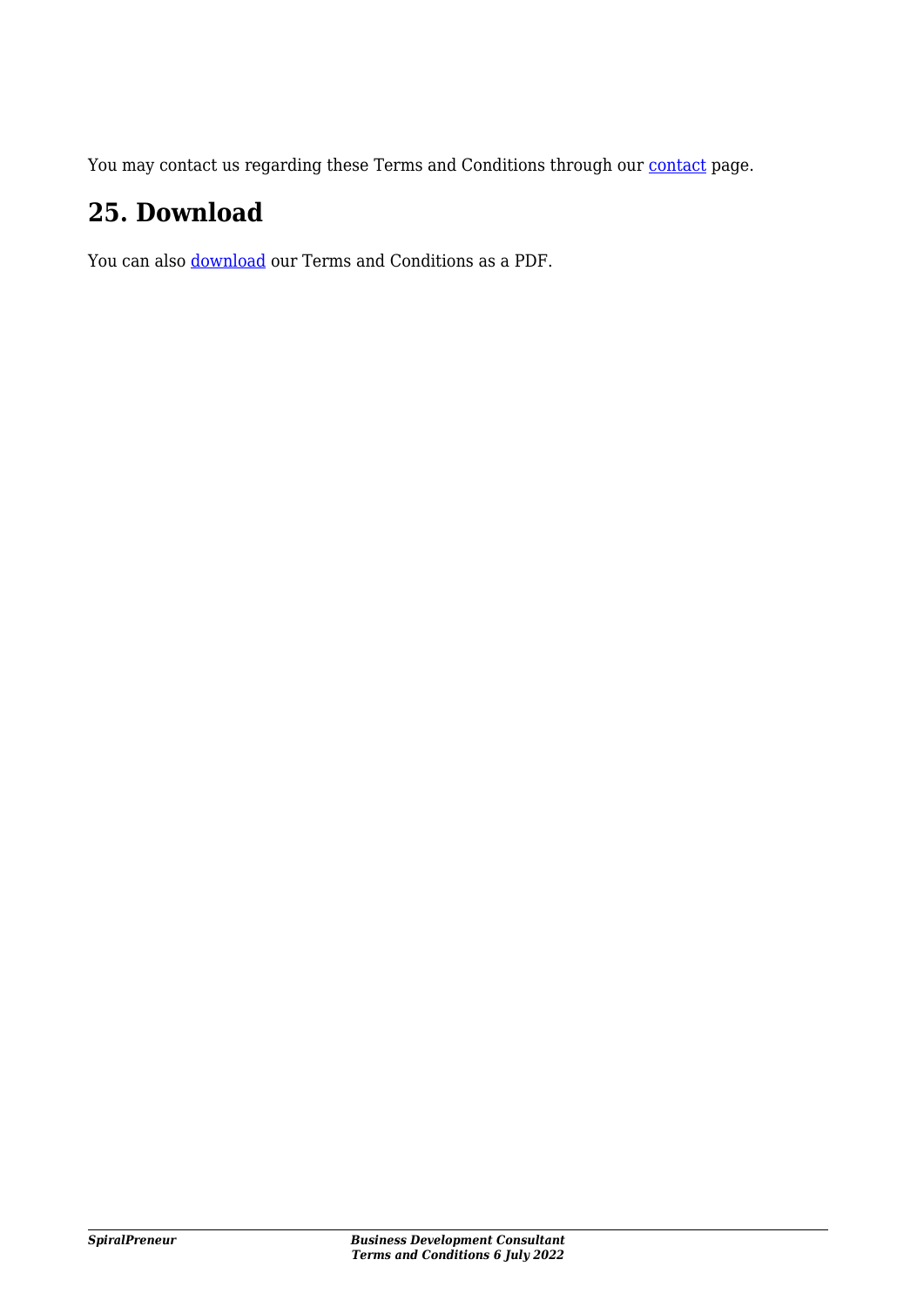You may contact us regarding these Terms and Conditions through our contact page.

## 25. Download

You can also download our Terms and Conditions as a PDF.